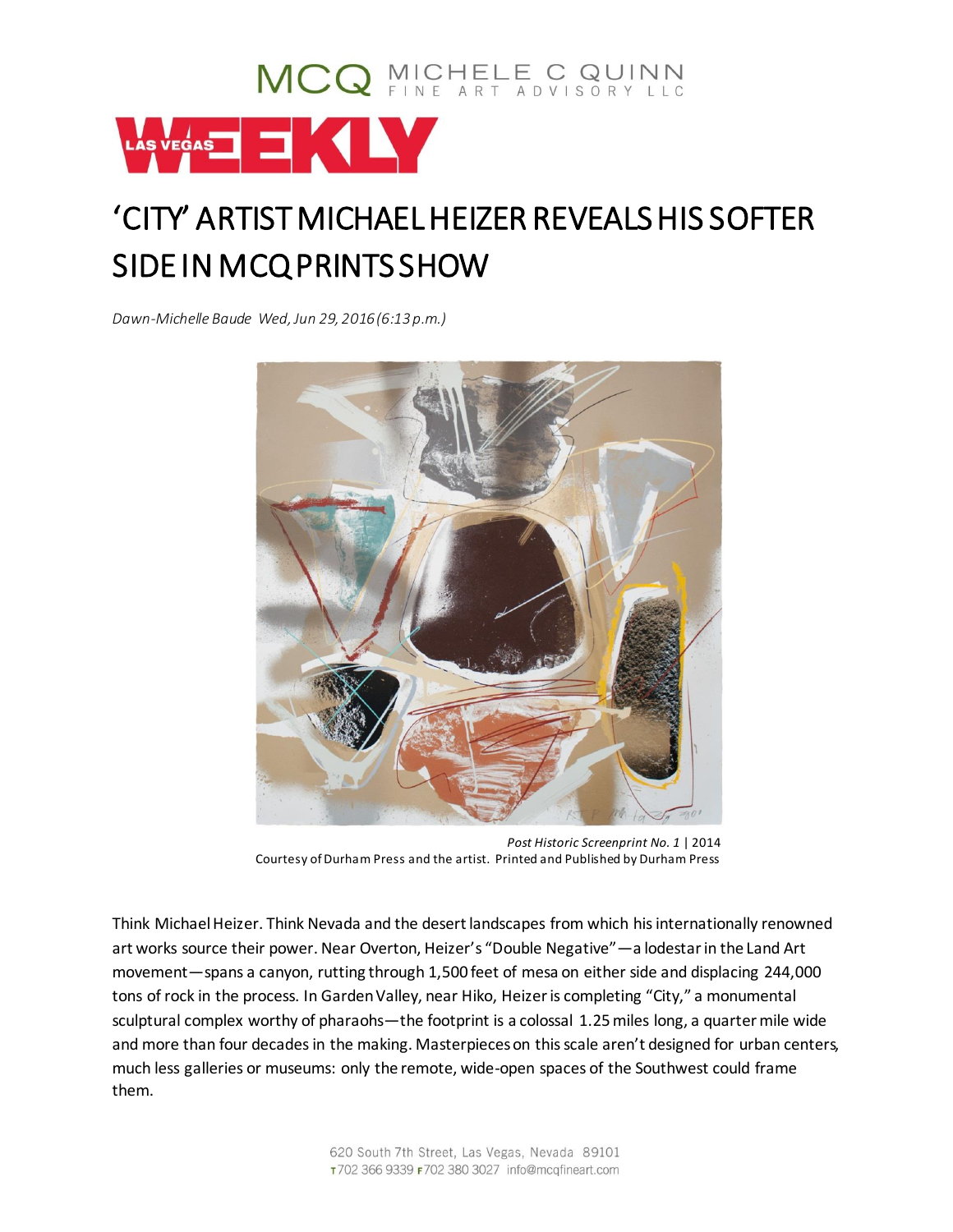# 'CITY' ARTIST MICHAEL HEIZER REVEALS HIS SOFTER SIDE IN MCQ PRINTS SHOW

*Dawn-Michelle Baude Wed, Jun 29, 2016 (6:13 p.m.)*

*Post Historic Screenprint No. 1* | 2014
Courtesy of Durham Press and the artist. Printed and Published by Durham Press

Think Michael Heizer. Think Nevada and the desert landscapes from which his internationally renowned art works source their power. Near Overton, Heizer's "Double Negative"—a lodestar in the Land Art movement—spans a canyon, rutting through 1,500 feet of mesa on either side and displacing 244,000 tons of rock in the process. In Garden Valley, near Hiko, Heizer is completing "City," a monumental sculptural complex worthy of pharaohs—the footprint is a colossal 1.25 miles long, a quarter mile wide and more than four decades in the making. Masterpieces on this scale aren't designed for urban centers, much less galleries or museums: only the remote, wide-open spaces of the Southwest could frame them.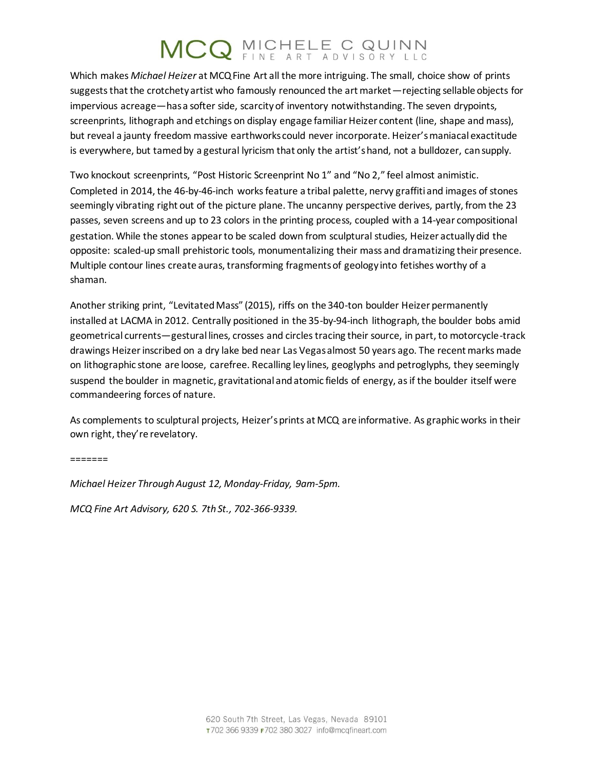Which makes *Michael Heizer* at MCQ Fine Art all the more intriguing. The small, choice show of prints suggests that the crotchety artist who famously renounced the art market—rejecting sellable objects for impervious acreage—has a softer side, scarcity of inventory notwithstanding. The seven drypoints, screenprints, lithograph and etchings on display engage familiar Heizer content (line, shape and mass), but reveal a jaunty freedom massive earthworks could never incorporate. Heizer's maniacal exactitude is everywhere, but tamed by a gestural lyricism that only the artist's hand, not a bulldozer, can supply.

Two knockout screenprints, "Post Historic Screenprint No 1" and "No 2," feel almost animistic. Completed in 2014, the 46-by-46-inch works feature a tribal palette, nervy graffiti and images of stones seemingly vibrating right out of the picture plane. The uncanny perspective derives, partly, from the 23 passes, seven screens and up to 23 colors in the printing process, coupled with a 14-year compositional gestation. While the stones appear to be scaled down from sculptural studies, Heizer actually did the opposite: scaled-up small prehistoric tools, monumentalizing their mass and dramatizing their presence. Multiple contour lines create auras, transforming fragments of geology into fetishes worthy of a shaman.

Another striking print, "Levitated Mass" (2015), riffs on the 340-ton boulder Heizer permanently installed at LACMA in 2012. Centrally positioned in the 35-by-94-inch lithograph, the boulder bobs amid geometrical currents—gestural lines, crosses and circles tracing their source, in part, to motorcycle-track drawings Heizer inscribed on a dry lake bed near Las Vegas almost 50 years ago. The recent marks made on lithographic stone are loose, carefree. Recalling ley lines, geoglyphs and petroglyphs, they seemingly suspend the boulder in magnetic, gravitational and atomic fields of energy, as if the boulder itself were commandeering forces of nature.

As complements to sculptural projects, Heizer's prints at MCQ are informative. As graphic works in their own right, they're revelatory.

=======

*Michael Heizer Through August 12, Monday-Friday, 9am-5pm.*

*MCQ Fine Art Advisory, 620 S. 7th St., 702-366-9339.*